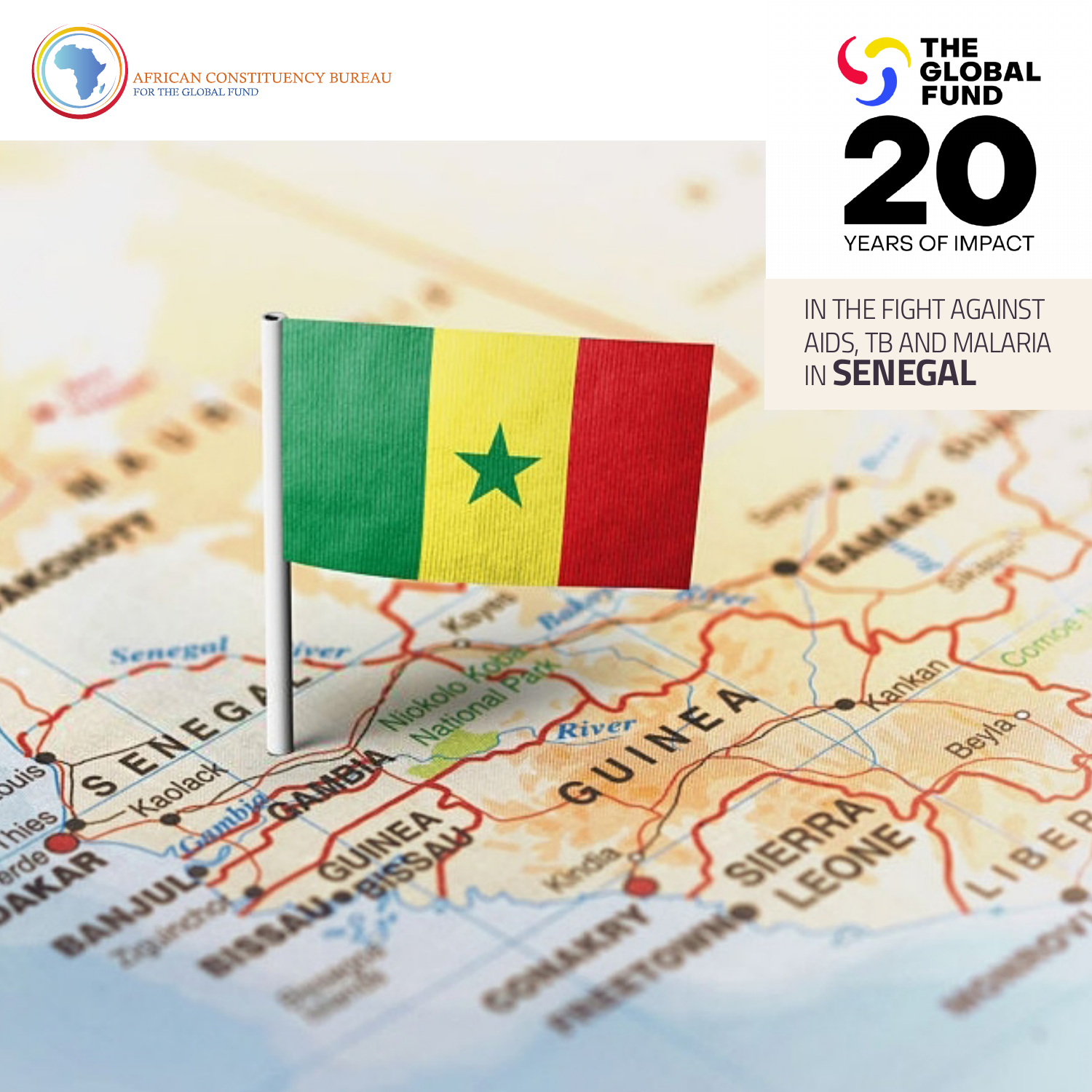AFRICAN CONSTITUENCY BUREAU
FOR THE GLOBAL FUND

THE GLOBAL FUND

# 20 YEARS OF IMPACT

## IN THE FIGHT AGAINST AIDS, TB AND MALARIA IN **SENEGAL**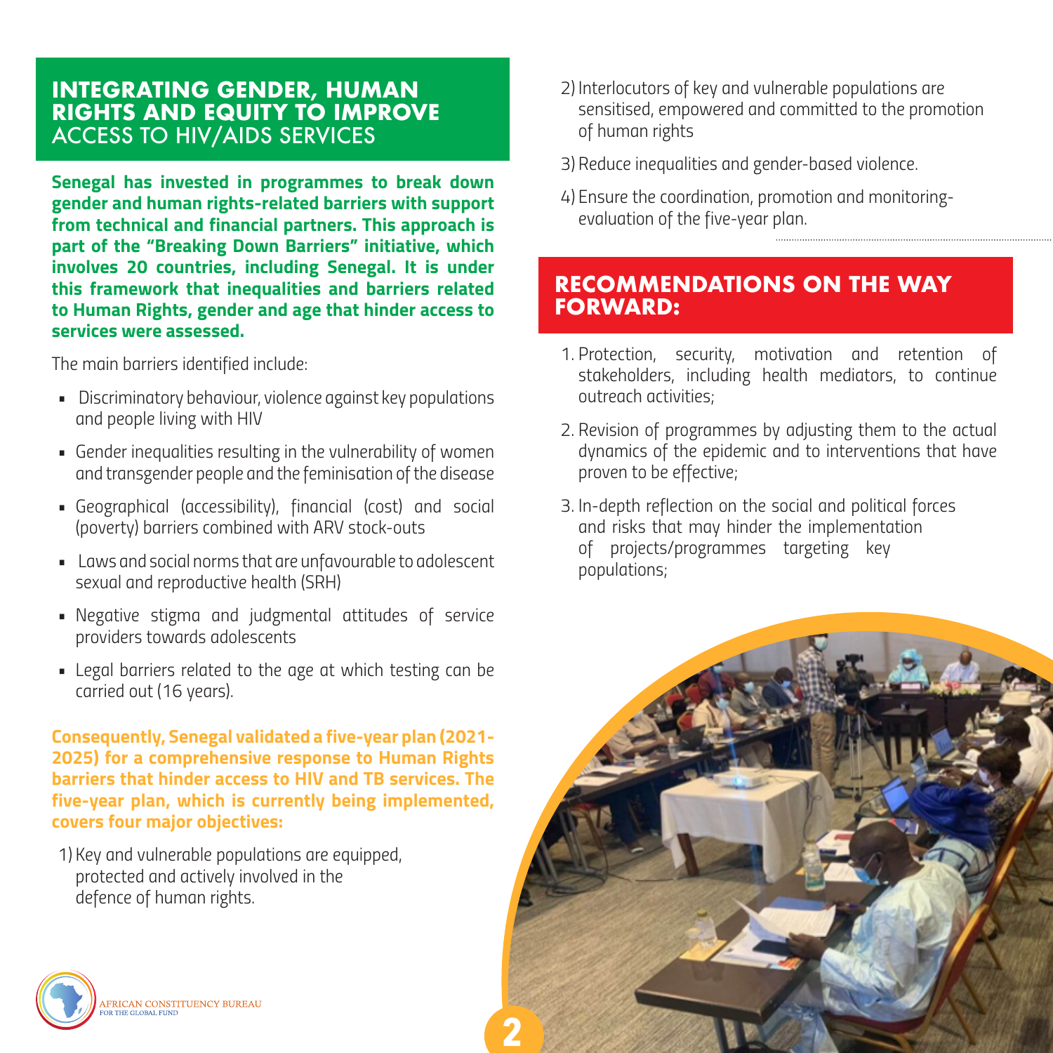## INTEGRATING GENDER, HUMAN RIGHTS AND EQUITY TO IMPROVE ACCESS TO HIV/AIDS SERVICES

**Senegal has invested in programmes to break down gender and human rights-related barriers with support from technical and financial partners. This approach is part of the "Breaking Down Barriers" initiative, which involves 20 countries, including Senegal. It is under this framework that inequalities and barriers related to Human Rights, gender and age that hinder access to services were assessed.**

The main barriers identified include:

- Discriminatory behaviour, violence against key populations and people living with HIV
- Gender inequalities resulting in the vulnerability of women and transgender people and the feminisation of the disease
- Geographical (accessibility), financial (cost) and social (poverty) barriers combined with ARV stock-outs
- Laws and social norms that are unfavourable to adolescent sexual and reproductive health (SRH)
- Negative stigma and judgmental attitudes of service providers towards adolescents
- Legal barriers related to the age at which testing can be carried out (16 years).

**Consequently, Senegal validated a five-year plan (2021-2025) for a comprehensive response to Human Rights barriers that hinder access to HIV and TB services. The five-year plan, which is currently being implemented, covers four major objectives:**

1) Key and vulnerable populations are equipped, protected and actively involved in the defence of human rights.
2) Interlocutors of key and vulnerable populations are sensitised, empowered and committed to the promotion of human rights
3) Reduce inequalities and gender-based violence.
4) Ensure the coordination, promotion and monitoring-evaluation of the five-year plan.

## RECOMMENDATIONS ON THE WAY FORWARD:

1. Protection, security, motivation and retention of stakeholders, including health mediators, to continue outreach activities;
2. Revision of programmes by adjusting them to the actual dynamics of the epidemic and to interventions that have proven to be effective;
3. In-depth reflection on the social and political forces and risks that may hinder the implementation of projects/programmes targeting key populations;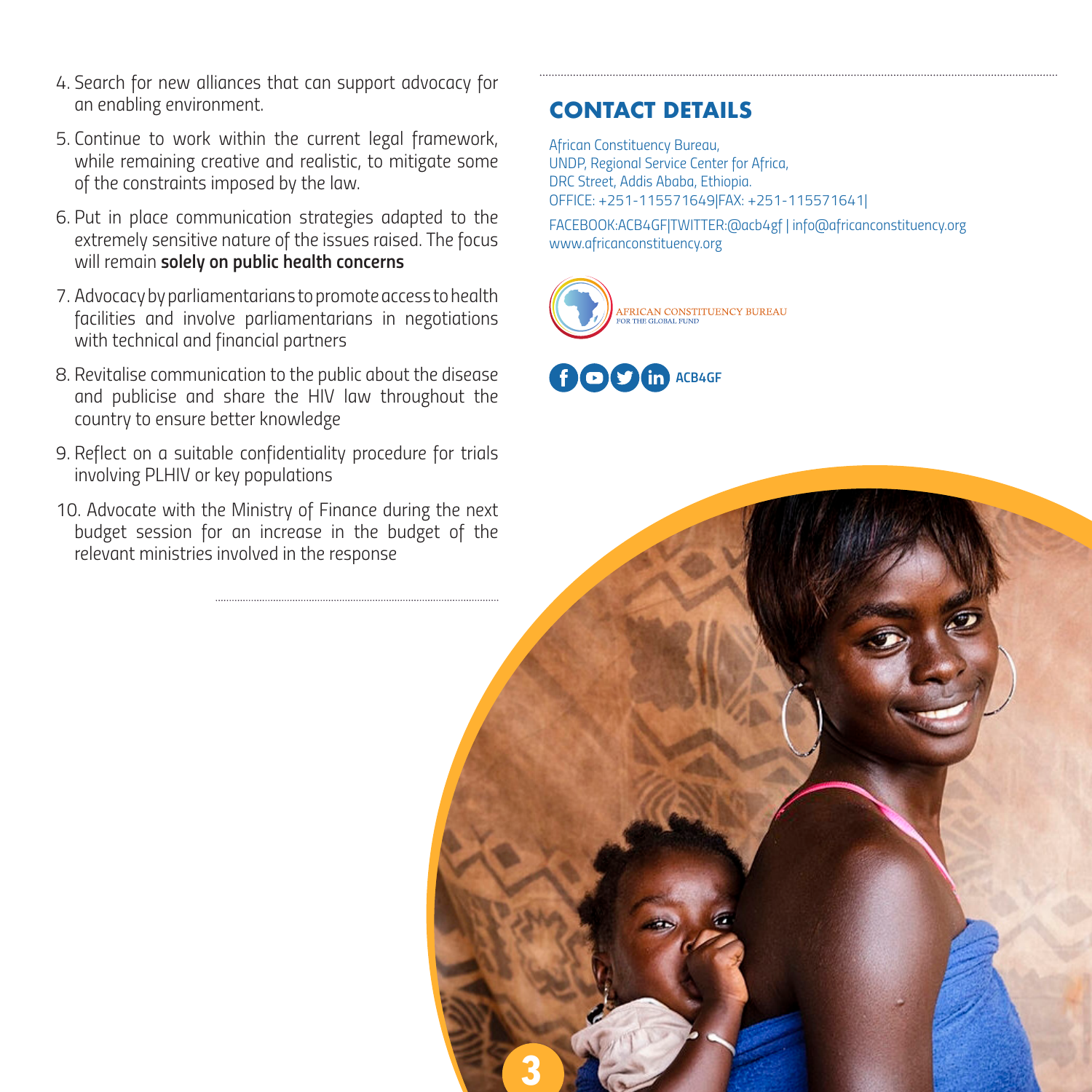4. Search for new alliances that can support advocacy for an enabling environment.
5. Continue to work within the current legal framework, while remaining creative and realistic, to mitigate some of the constraints imposed by the law.
6. Put in place communication strategies adapted to the extremely sensitive nature of the issues raised. The focus will remain **solely on public health concerns**
7. Advocacy by parliamentarians to promote access to health facilities and involve parliamentarians in negotiations with technical and financial partners
8. Revitalise communication to the public about the disease and publicise and share the HIV law throughout the country to ensure better knowledge
9. Reflect on a suitable confidentiality procedure for trials involving PLHIV or key populations
10. Advocate with the Ministry of Finance during the next budget session for an increase in the budget of the relevant ministries involved in the response

## CONTACT DETAILS

African Constituency Bureau,
UNDP, Regional Service Center for Africa,
DRC Street, Addis Ababa, Ethiopia.
OFFICE: +251-115571649|FAX: +251-115571641|

FACEBOOK:ACB4GF|TWITTER:@acb4gf | info@africanconstituency.org
www.africanconstituency.org

AFRICAN CONSTITUENCY BUREAU
FOR THE GLOBAL FUND

ACB4GF